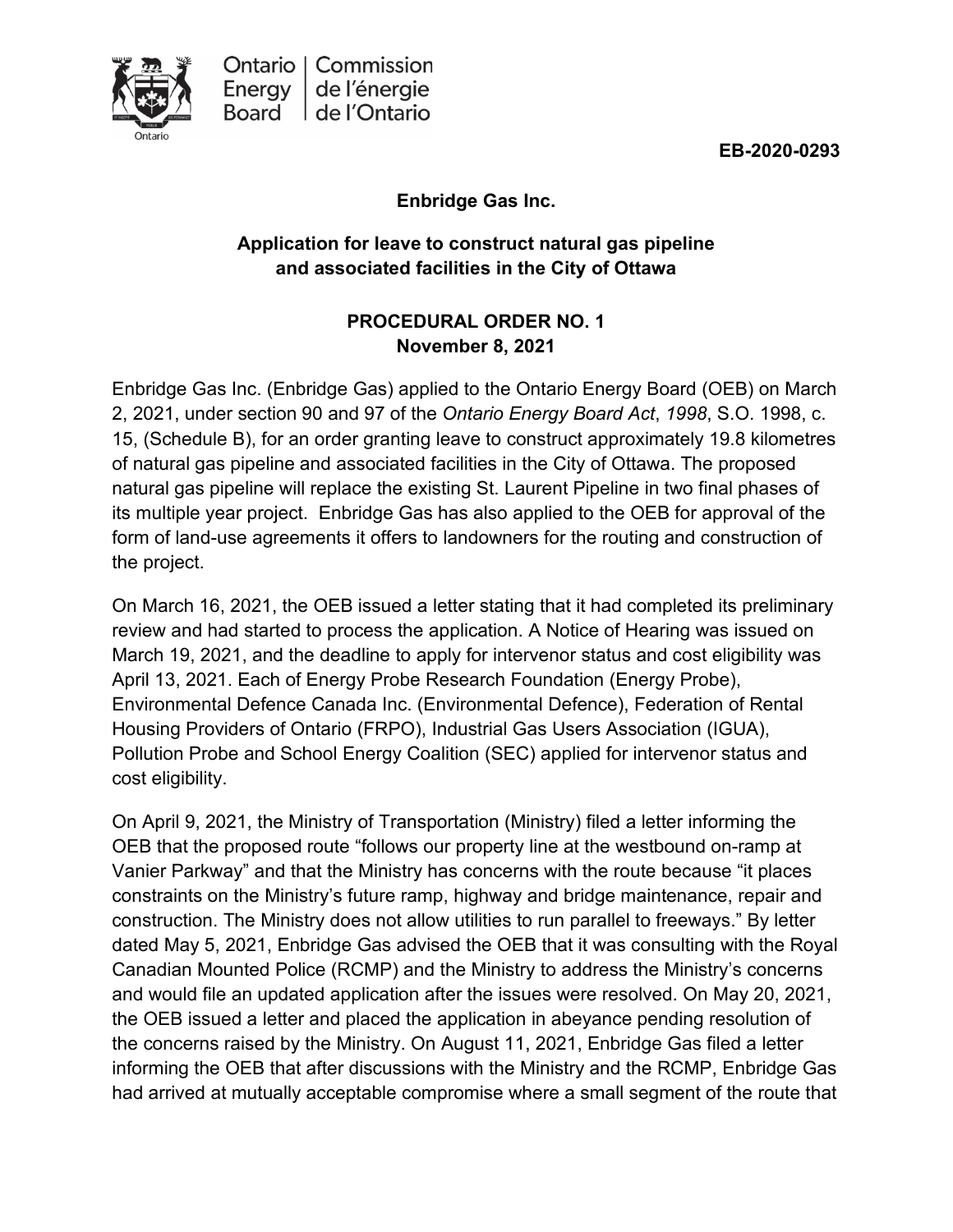EB-2020-0293

**Enbridge Gas Inc.**

**Application for leave to construct natural gas pipeline and associated facilities in the City of Ottawa**

**PROCEDURAL ORDER NO. 1**
**November 8, 2021**

Enbridge Gas Inc. (Enbridge Gas) applied to the Ontario Energy Board (OEB) on March 2, 2021, under section 90 and 97 of the *Ontario Energy Board Act*, *1998*, S.O. 1998, c. 15, (Schedule B), for an order granting leave to construct approximately 19.8 kilometres of natural gas pipeline and associated facilities in the City of Ottawa. The proposed natural gas pipeline will replace the existing St. Laurent Pipeline in two final phases of its multiple year project. Enbridge Gas has also applied to the OEB for approval of the form of land-use agreements it offers to landowners for the routing and construction of the project.

On March 16, 2021, the OEB issued a letter stating that it had completed its preliminary review and had started to process the application. A Notice of Hearing was issued on March 19, 2021, and the deadline to apply for intervenor status and cost eligibility was April 13, 2021. Each of Energy Probe Research Foundation (Energy Probe), Environmental Defence Canada Inc. (Environmental Defence), Federation of Rental Housing Providers of Ontario (FRPO), Industrial Gas Users Association (IGUA), Pollution Probe and School Energy Coalition (SEC) applied for intervenor status and cost eligibility.

On April 9, 2021, the Ministry of Transportation (Ministry) filed a letter informing the OEB that the proposed route "follows our property line at the westbound on-ramp at Vanier Parkway" and that the Ministry has concerns with the route because "it places constraints on the Ministry's future ramp, highway and bridge maintenance, repair and construction. The Ministry does not allow utilities to run parallel to freeways." By letter dated May 5, 2021, Enbridge Gas advised the OEB that it was consulting with the Royal Canadian Mounted Police (RCMP) and the Ministry to address the Ministry's concerns and would file an updated application after the issues were resolved. On May 20, 2021, the OEB issued a letter and placed the application in abeyance pending resolution of the concerns raised by the Ministry. On August 11, 2021, Enbridge Gas filed a letter informing the OEB that after discussions with the Ministry and the RCMP, Enbridge Gas had arrived at mutually acceptable compromise where a small segment of the route that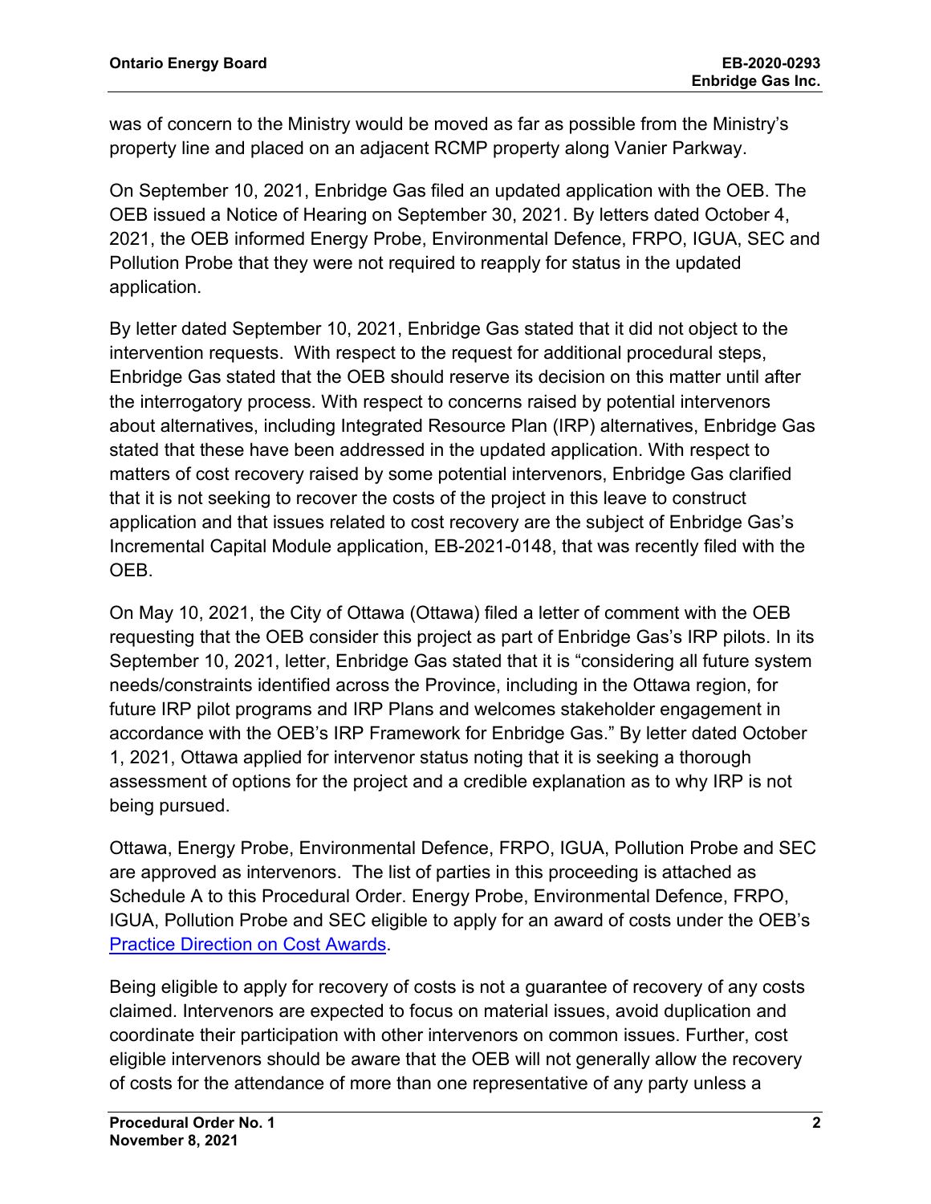was of concern to the Ministry would be moved as far as possible from the Ministry's property line and placed on an adjacent RCMP property along Vanier Parkway.

On September 10, 2021, Enbridge Gas filed an updated application with the OEB. The OEB issued a Notice of Hearing on September 30, 2021. By letters dated October 4, 2021, the OEB informed Energy Probe, Environmental Defence, FRPO, IGUA, SEC and Pollution Probe that they were not required to reapply for status in the updated application.

By letter dated September 10, 2021, Enbridge Gas stated that it did not object to the intervention requests. With respect to the request for additional procedural steps, Enbridge Gas stated that the OEB should reserve its decision on this matter until after the interrogatory process. With respect to concerns raised by potential intervenors about alternatives, including Integrated Resource Plan (IRP) alternatives, Enbridge Gas stated that these have been addressed in the updated application. With respect to matters of cost recovery raised by some potential intervenors, Enbridge Gas clarified that it is not seeking to recover the costs of the project in this leave to construct application and that issues related to cost recovery are the subject of Enbridge Gas's Incremental Capital Module application, EB-2021-0148, that was recently filed with the OEB.

On May 10, 2021, the City of Ottawa (Ottawa) filed a letter of comment with the OEB requesting that the OEB consider this project as part of Enbridge Gas's IRP pilots. In its September 10, 2021, letter, Enbridge Gas stated that it is "considering all future system needs/constraints identified across the Province, including in the Ottawa region, for future IRP pilot programs and IRP Plans and welcomes stakeholder engagement in accordance with the OEB's IRP Framework for Enbridge Gas." By letter dated October 1, 2021, Ottawa applied for intervenor status noting that it is seeking a thorough assessment of options for the project and a credible explanation as to why IRP is not being pursued.

Ottawa, Energy Probe, Environmental Defence, FRPO, IGUA, Pollution Probe and SEC are approved as intervenors. The list of parties in this proceeding is attached as Schedule A to this Procedural Order. Energy Probe, Environmental Defence, FRPO, IGUA, Pollution Probe and SEC eligible to apply for an award of costs under the OEB's Practice Direction on Cost Awards.

Being eligible to apply for recovery of costs is not a guarantee of recovery of any costs claimed. Intervenors are expected to focus on material issues, avoid duplication and coordinate their participation with other intervenors on common issues. Further, cost eligible intervenors should be aware that the OEB will not generally allow the recovery of costs for the attendance of more than one representative of any party unless a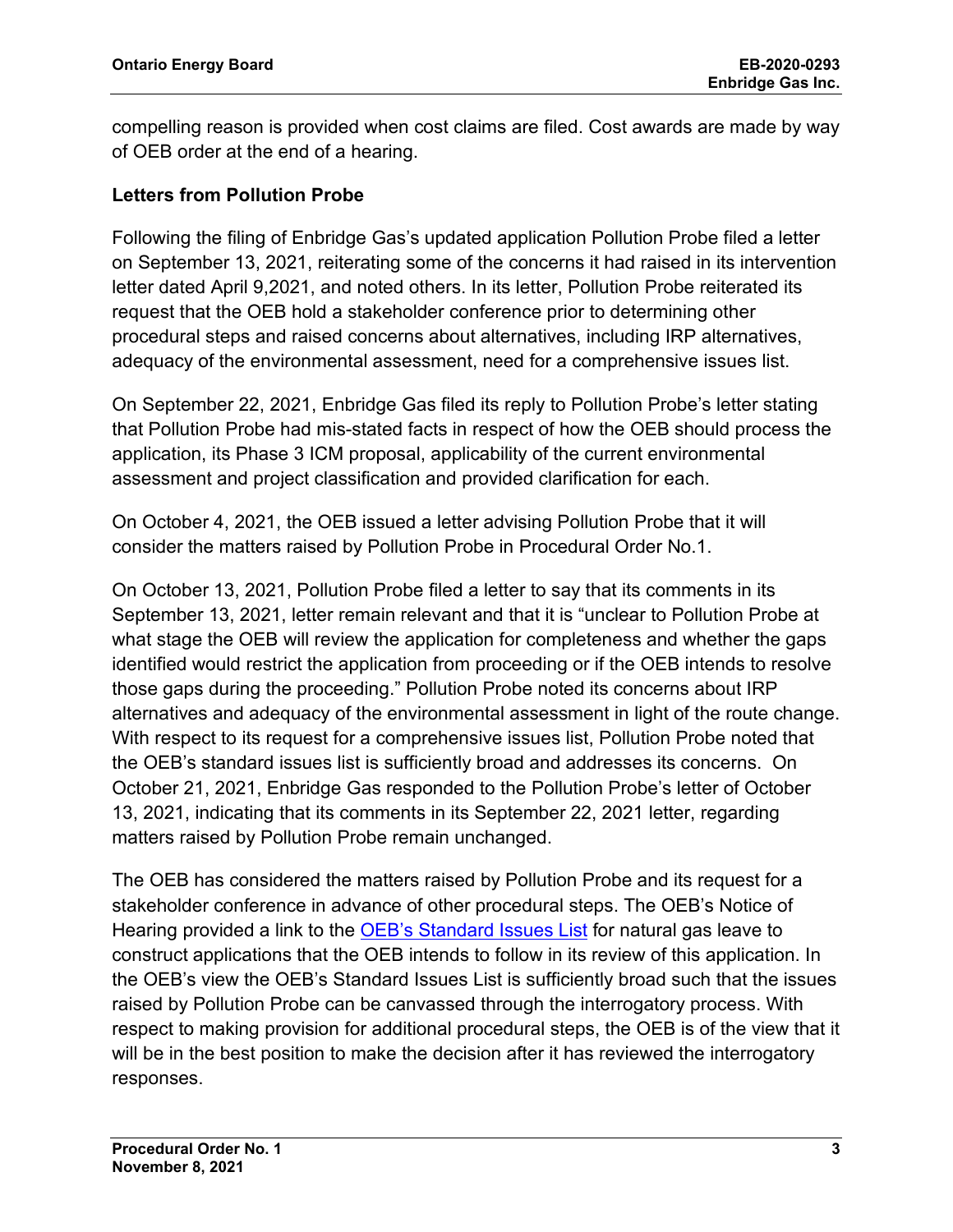compelling reason is provided when cost claims are filed. Cost awards are made by way of OEB order at the end of a hearing.

### Letters from Pollution Probe

Following the filing of Enbridge Gas's updated application Pollution Probe filed a letter on September 13, 2021, reiterating some of the concerns it had raised in its intervention letter dated April 9,2021, and noted others. In its letter, Pollution Probe reiterated its request that the OEB hold a stakeholder conference prior to determining other procedural steps and raised concerns about alternatives, including IRP alternatives, adequacy of the environmental assessment, need for a comprehensive issues list.

On September 22, 2021, Enbridge Gas filed its reply to Pollution Probe's letter stating that Pollution Probe had mis-stated facts in respect of how the OEB should process the application, its Phase 3 ICM proposal, applicability of the current environmental assessment and project classification and provided clarification for each.

On October 4, 2021, the OEB issued a letter advising Pollution Probe that it will consider the matters raised by Pollution Probe in Procedural Order No.1.

On October 13, 2021, Pollution Probe filed a letter to say that its comments in its September 13, 2021, letter remain relevant and that it is "unclear to Pollution Probe at what stage the OEB will review the application for completeness and whether the gaps identified would restrict the application from proceeding or if the OEB intends to resolve those gaps during the proceeding." Pollution Probe noted its concerns about IRP alternatives and adequacy of the environmental assessment in light of the route change. With respect to its request for a comprehensive issues list, Pollution Probe noted that the OEB's standard issues list is sufficiently broad and addresses its concerns. On October 21, 2021, Enbridge Gas responded to the Pollution Probe's letter of October 13, 2021, indicating that its comments in its September 22, 2021 letter, regarding matters raised by Pollution Probe remain unchanged.

The OEB has considered the matters raised by Pollution Probe and its request for a stakeholder conference in advance of other procedural steps. The OEB's Notice of Hearing provided a link to the OEB's Standard Issues List for natural gas leave to construct applications that the OEB intends to follow in its review of this application. In the OEB's view the OEB's Standard Issues List is sufficiently broad such that the issues raised by Pollution Probe can be canvassed through the interrogatory process. With respect to making provision for additional procedural steps, the OEB is of the view that it will be in the best position to make the decision after it has reviewed the interrogatory responses.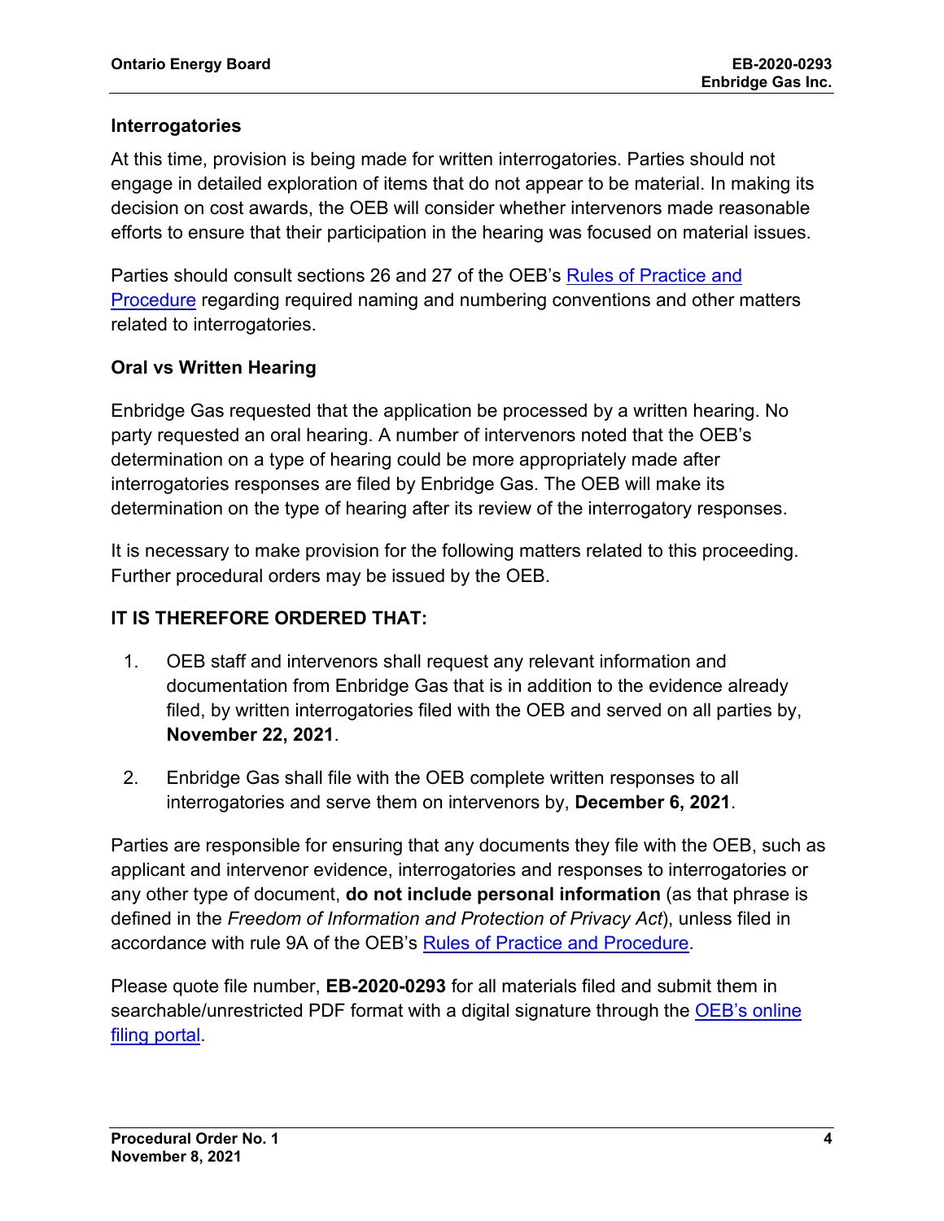### Interrogatories

At this time, provision is being made for written interrogatories. Parties should not engage in detailed exploration of items that do not appear to be material. In making its decision on cost awards, the OEB will consider whether intervenors made reasonable efforts to ensure that their participation in the hearing was focused on material issues.

Parties should consult sections 26 and 27 of the OEB's Rules of Practice and Procedure regarding required naming and numbering conventions and other matters related to interrogatories.

### Oral vs Written Hearing

Enbridge Gas requested that the application be processed by a written hearing. No party requested an oral hearing. A number of intervenors noted that the OEB's determination on a type of hearing could be more appropriately made after interrogatories responses are filed by Enbridge Gas. The OEB will make its determination on the type of hearing after its review of the interrogatory responses.

It is necessary to make provision for the following matters related to this proceeding. Further procedural orders may be issued by the OEB.

### IT IS THEREFORE ORDERED THAT:

1. OEB staff and intervenors shall request any relevant information and documentation from Enbridge Gas that is in addition to the evidence already filed, by written interrogatories filed with the OEB and served on all parties by, **November 22, 2021**.

2. Enbridge Gas shall file with the OEB complete written responses to all interrogatories and serve them on intervenors by, **December 6, 2021**.

Parties are responsible for ensuring that any documents they file with the OEB, such as applicant and intervenor evidence, interrogatories and responses to interrogatories or any other type of document, **do not include personal information** (as that phrase is defined in the *Freedom of Information and Protection of Privacy Act*), unless filed in accordance with rule 9A of the OEB's Rules of Practice and Procedure.

Please quote file number, **EB-2020-0293** for all materials filed and submit them in searchable/unrestricted PDF format with a digital signature through the OEB's online filing portal.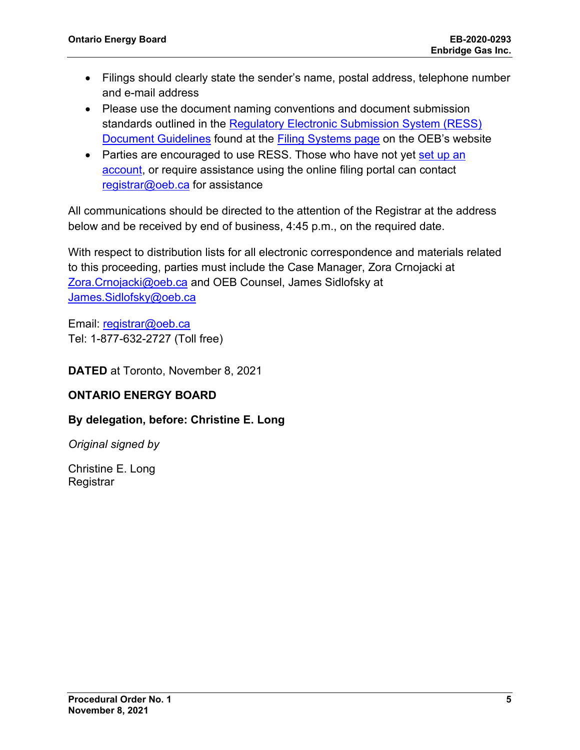- Filings should clearly state the sender's name, postal address, telephone number and e-mail address
- Please use the document naming conventions and document submission standards outlined in the Regulatory Electronic Submission System (RESS) Document Guidelines found at the Filing Systems page on the OEB's website
- Parties are encouraged to use RESS. Those who have not yet set up an account, or require assistance using the online filing portal can contact registrar@oeb.ca for assistance

All communications should be directed to the attention of the Registrar at the address below and be received by end of business, 4:45 p.m., on the required date.

With respect to distribution lists for all electronic correspondence and materials related to this proceeding, parties must include the Case Manager, Zora Crnojacki at Zora.Crnojacki@oeb.ca and OEB Counsel, James Sidlofsky at James.Sidlofsky@oeb.ca

Email: registrar@oeb.ca
Tel: 1-877-632-2727 (Toll free)

**DATED** at Toronto, November 8, 2021

**ONTARIO ENERGY BOARD**

**By delegation, before: Christine E. Long**

*Original signed by*

Christine E. Long
Registrar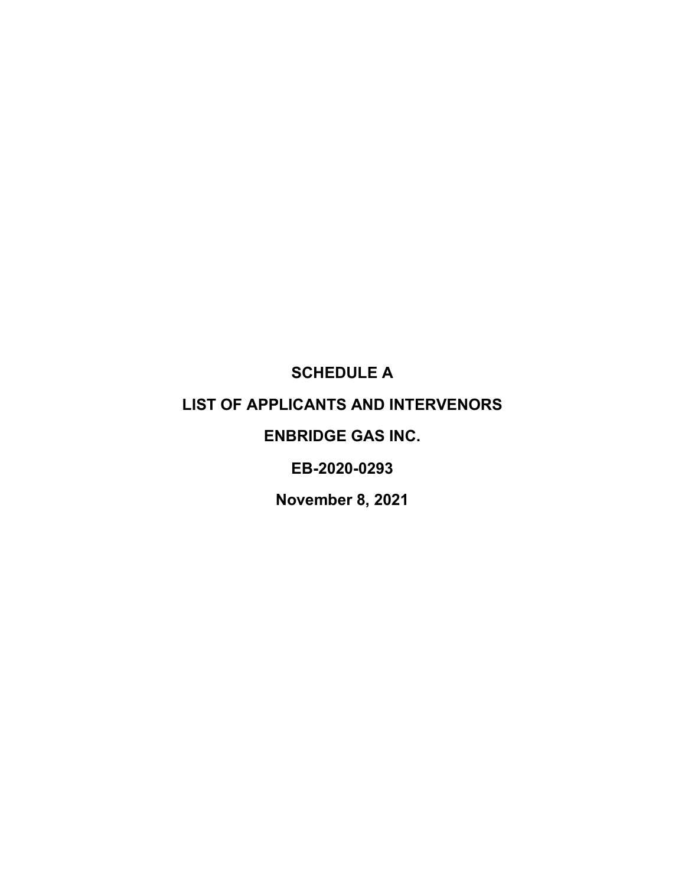# SCHEDULE A

# LIST OF APPLICANTS AND INTERVENORS

# ENBRIDGE GAS INC.

# EB-2020-0293

# November 8, 2021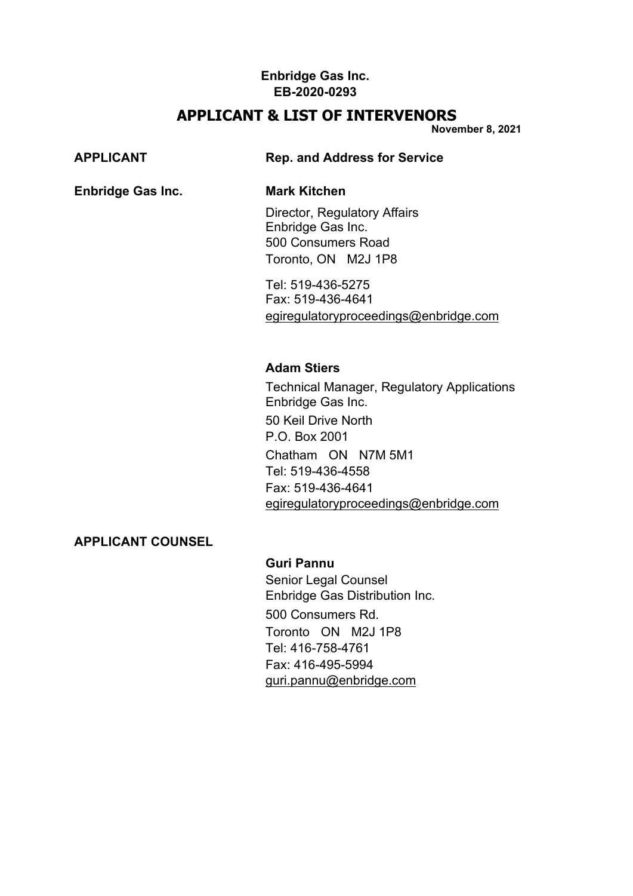**Enbridge Gas Inc.**
**EB-2020-0293**

# APPLICANT & LIST OF INTERVENORS

**November 8, 2021**

| **APPLICANT** | **Rep. and Address for Service** |
|---|---|
| **Enbridge Gas Inc.** | **Mark Kitchen**<br>Director, Regulatory Affairs<br>Enbridge Gas Inc.<br>500 Consumers Road<br>Toronto, ON M2J 1P8<br><br>Tel: 519-436-5275<br>Fax: 519-436-4641<br>egiregulatoryproceedings@enbridge.com |
| | **Adam Stiers**<br>Technical Manager, Regulatory Applications<br>Enbridge Gas Inc.<br>50 Keil Drive North<br>P.O. Box 2001<br>Chatham ON N7M 5M1<br>Tel: 519-436-4558<br>Fax: 519-436-4641<br>egiregulatoryproceedings@enbridge.com |
| **APPLICANT COUNSEL** | |
| | **Guri Pannu**<br>Senior Legal Counsel<br>Enbridge Gas Distribution Inc.<br>500 Consumers Rd.<br>Toronto ON M2J 1P8<br>Tel: 416-758-4761<br>Fax: 416-495-5994<br>guri.pannu@enbridge.com |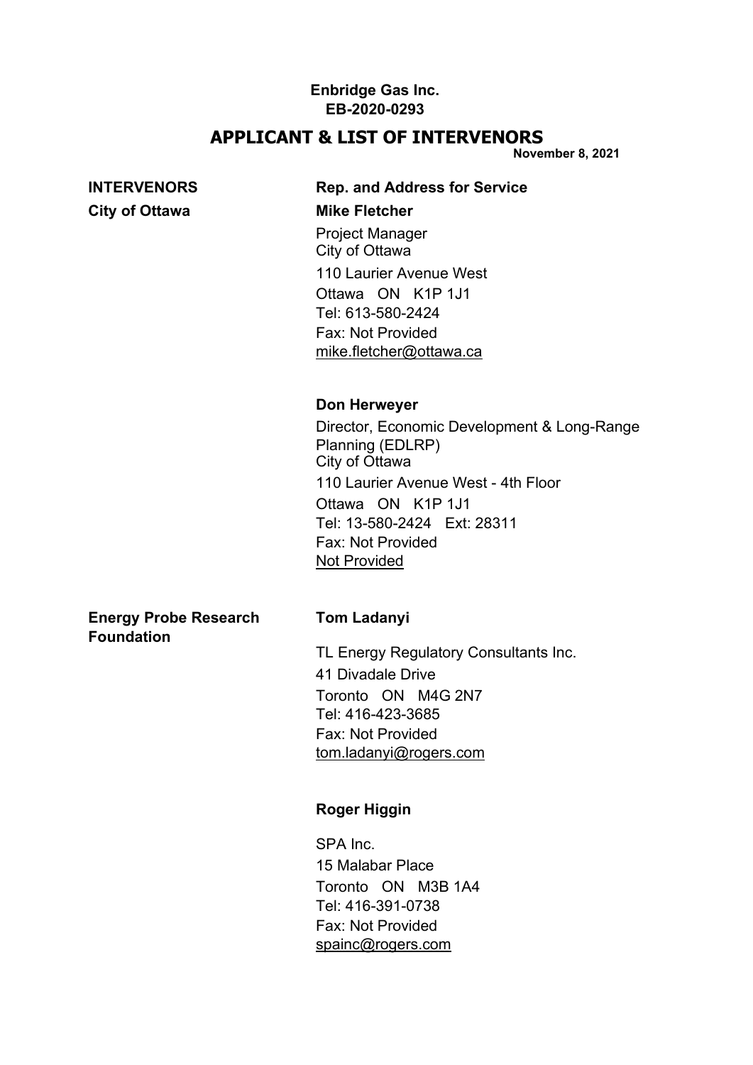**Enbridge Gas Inc.**
**EB-2020-0293**

# APPLICANT & LIST OF INTERVENORS

**November 8, 2021**

| INTERVENORS | Rep. and Address for Service |
|---|---|
| **City of Ottawa** | **Mike Fletcher**<br>Project Manager<br>City of Ottawa<br>110 Laurier Avenue West<br>Ottawa ON K1P 1J1<br>Tel: 613-580-2424<br>Fax: Not Provided<br>mike.fletcher@ottawa.ca |
| | **Don Herweyer**<br>Director, Economic Development & Long-Range Planning (EDLRP)<br>City of Ottawa<br>110 Laurier Avenue West - 4th Floor<br>Ottawa ON K1P 1J1<br>Tel: 13-580-2424 Ext: 28311<br>Fax: Not Provided<br>Not Provided |
| **Energy Probe Research Foundation** | **Tom Ladanyi**<br>TL Energy Regulatory Consultants Inc.<br>41 Divadale Drive<br>Toronto ON M4G 2N7<br>Tel: 416-423-3685<br>Fax: Not Provided<br>tom.ladanyi@rogers.com |
| | **Roger Higgin**<br>SPA Inc.<br>15 Malabar Place<br>Toronto ON M3B 1A4<br>Tel: 416-391-0738<br>Fax: Not Provided<br>spainc@rogers.com |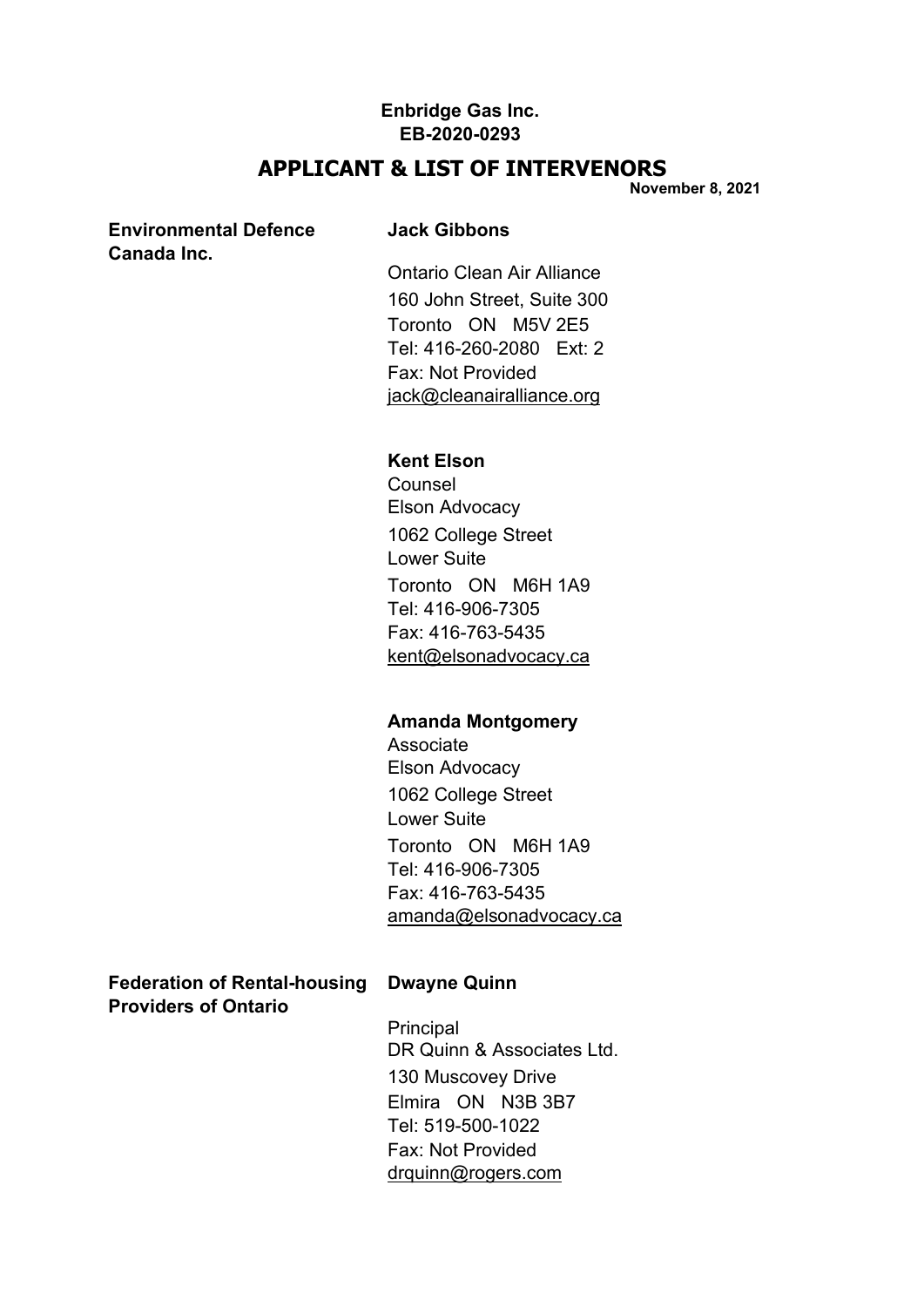**Enbridge Gas Inc.**
**EB-2020-0293**

# APPLICANT & LIST OF INTERVENORS

**November 8, 2021**

| | |
|---|---|
| **Environmental Defence Canada Inc.** | **Jack Gibbons**<br><br>Ontario Clean Air Alliance<br>160 John Street, Suite 300<br>Toronto ON M5V 2E5<br>Tel: 416-260-2080 Ext: 2<br>Fax: Not Provided<br>jack@cleanairalliance.org |
| | **Kent Elson**<br>Counsel<br>Elson Advocacy<br>1062 College Street<br>Lower Suite<br>Toronto ON M6H 1A9<br>Tel: 416-906-7305<br>Fax: 416-763-5435<br>kent@elsonadvocacy.ca |
| | **Amanda Montgomery**<br>Associate<br>Elson Advocacy<br>1062 College Street<br>Lower Suite<br>Toronto ON M6H 1A9<br>Tel: 416-906-7305<br>Fax: 416-763-5435<br>amanda@elsonadvocacy.ca |
| **Federation of Rental-housing Providers of Ontario** | **Dwayne Quinn**<br><br>Principal<br>DR Quinn & Associates Ltd.<br>130 Muscovey Drive<br>Elmira ON N3B 3B7<br>Tel: 519-500-1022<br>Fax: Not Provided<br>drquinn@rogers.com |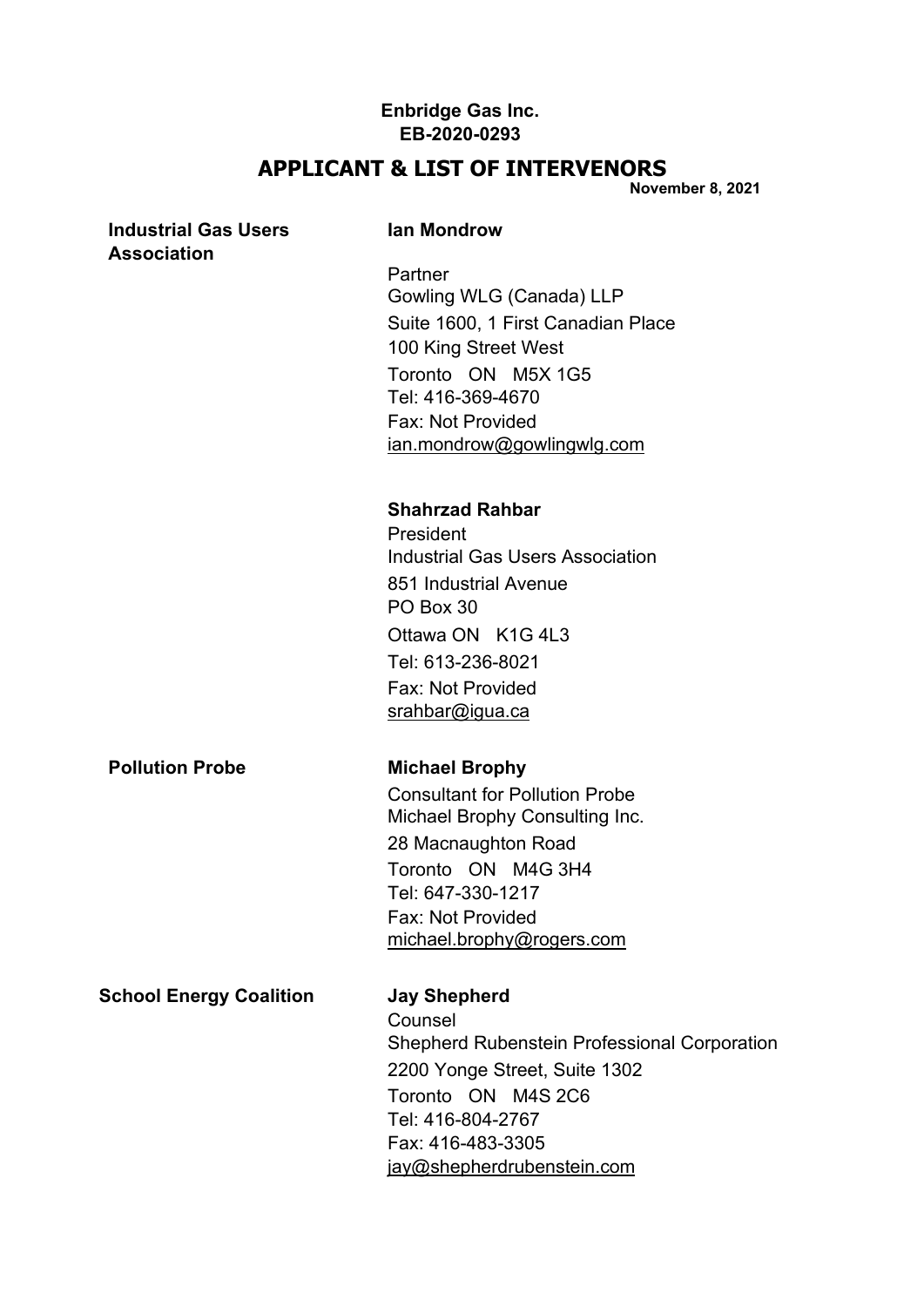**Enbridge Gas Inc.**
**EB-2020-0293**

## APPLICANT & LIST OF INTERVENORS

**November 8, 2021**

| | |
|---|---|
| **Industrial Gas Users Association** | **Ian Mondrow**<br><br>Partner<br>Gowling WLG (Canada) LLP<br>Suite 1600, 1 First Canadian Place<br>100 King Street West<br>Toronto ON M5X 1G5<br>Tel: 416-369-4670<br>Fax: Not Provided<br>ian.mondrow@gowlingwlg.com |
| | **Shahrzad Rahbar**<br>President<br>Industrial Gas Users Association<br>851 Industrial Avenue<br>PO Box 30<br>Ottawa ON K1G 4L3<br>Tel: 613-236-8021<br>Fax: Not Provided<br>srahbar@igua.ca |
| **Pollution Probe** | **Michael Brophy**<br>Consultant for Pollution Probe<br>Michael Brophy Consulting Inc.<br>28 Macnaughton Road<br>Toronto ON M4G 3H4<br>Tel: 647-330-1217<br>Fax: Not Provided<br>michael.brophy@rogers.com |
| **School Energy Coalition** | **Jay Shepherd**<br>Counsel<br>Shepherd Rubenstein Professional Corporation<br>2200 Yonge Street, Suite 1302<br>Toronto ON M4S 2C6<br>Tel: 416-804-2767<br>Fax: 416-483-3305<br>jay@shepherdrubenstein.com |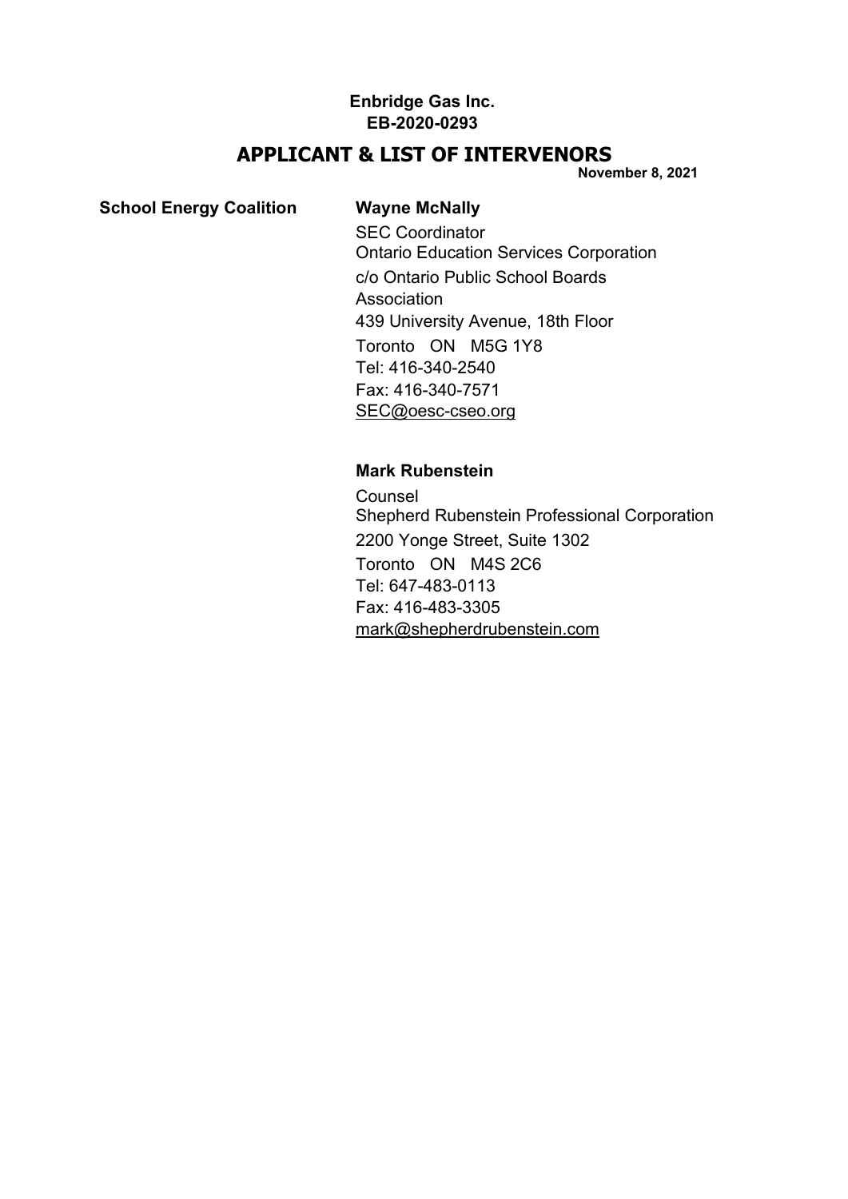**Enbridge Gas Inc.**
**EB-2020-0293**

## APPLICANT & LIST OF INTERVENORS

**November 8, 2021**

| | |
|---|---|
| **School Energy Coalition** | **Wayne McNally**<br>SEC Coordinator<br>Ontario Education Services Corporation<br>c/o Ontario Public School Boards Association<br>439 University Avenue, 18th Floor<br>Toronto ON M5G 1Y8<br>Tel: 416-340-2540<br>Fax: 416-340-7571<br>SEC@oesc-cseo.org |
| | **Mark Rubenstein**<br>Counsel<br>Shepherd Rubenstein Professional Corporation<br>2200 Yonge Street, Suite 1302<br>Toronto ON M4S 2C6<br>Tel: 647-483-0113<br>Fax: 416-483-3305<br>mark@shepherdrubenstein.com |